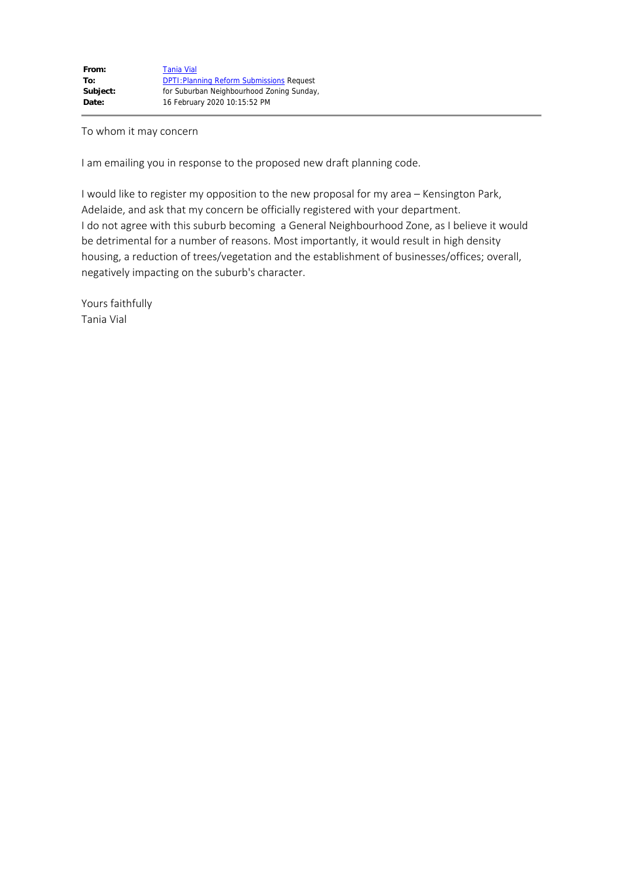**From:** Tania Vial
**To:** DPTI:Planning Reform Submissions Request
**Subject:** for Suburban Neighbourhood Zoning Sunday,
**Date:** 16 February 2020 10:15:52 PM

To whom it may concern

I am emailing you in response to the proposed new draft planning code.

I would like to register my opposition to the new proposal for my area – Kensington Park, Adelaide, and ask that my concern be officially registered with your department.
I do not agree with this suburb becoming a General Neighbourhood Zone, as I believe it would be detrimental for a number of reasons. Most importantly, it would result in high density housing, a reduction of trees/vegetation and the establishment of businesses/offices; overall, negatively impacting on the suburb's character.

Yours faithfully
Tania Vial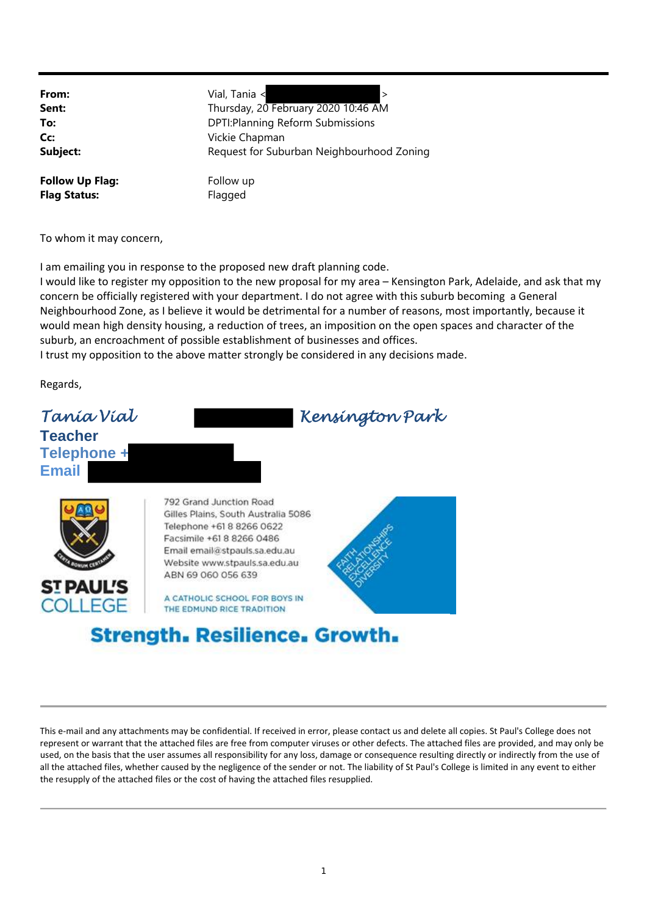| | |
|---|---|
| **From:** | Vial, Tania < > |
| **Sent:** | Thursday, 20 February 2020 10:46 AM |
| **To:** | DPTI:Planning Reform Submissions |
| **Cc:** | Vickie Chapman |
| **Subject:** | Request for Suburban Neighbourhood Zoning |
| **Follow Up Flag:** | Follow up |
| **Flag Status:** | Flagged |

To whom it may concern,

I am emailing you in response to the proposed new draft planning code.
I would like to register my opposition to the new proposal for my area – Kensington Park, Adelaide, and ask that my concern be officially registered with your department. I do not agree with this suburb becoming a General Neighbourhood Zone, as I believe it would be detrimental for a number of reasons, most importantly, because it would mean high density housing, a reduction of trees, an imposition on the open spaces and character of the suburb, an encroachment of possible establishment of businesses and offices.
I trust my opposition to the above matter strongly be considered in any decisions made.

Regards,

*Tania Vial* *Kensington Park*
**Teacher**
**Telephone +**
**Email**

792 Grand Junction Road
Gilles Plains, South Australia 5086
Telephone +61 8 8266 0622
Facsimile +61 8 8266 0486
Email email@stpauls.sa.edu.au
Website www.stpauls.sa.edu.au
ABN 69 060 056 639

ST PAUL'S COLLEGE

A CATHOLIC SCHOOL FOR BOYS IN THE EDMUND RICE TRADITION

FAITH RELATIONSHIPS EXCELLENCE DIVERSITY

**Strength. Resilience. Growth.**

---

This e-mail and any attachments may be confidential. If received in error, please contact us and delete all copies. St Paul's College does not represent or warrant that the attached files are free from computer viruses or other defects. The attached files are provided, and may only be used, on the basis that the user assumes all responsibility for any loss, damage or consequence resulting directly or indirectly from the use of all the attached files, whether caused by the negligence of the sender or not. The liability of St Paul's College is limited in any event to either the resupply of the attached files or the cost of having the attached files resupplied.